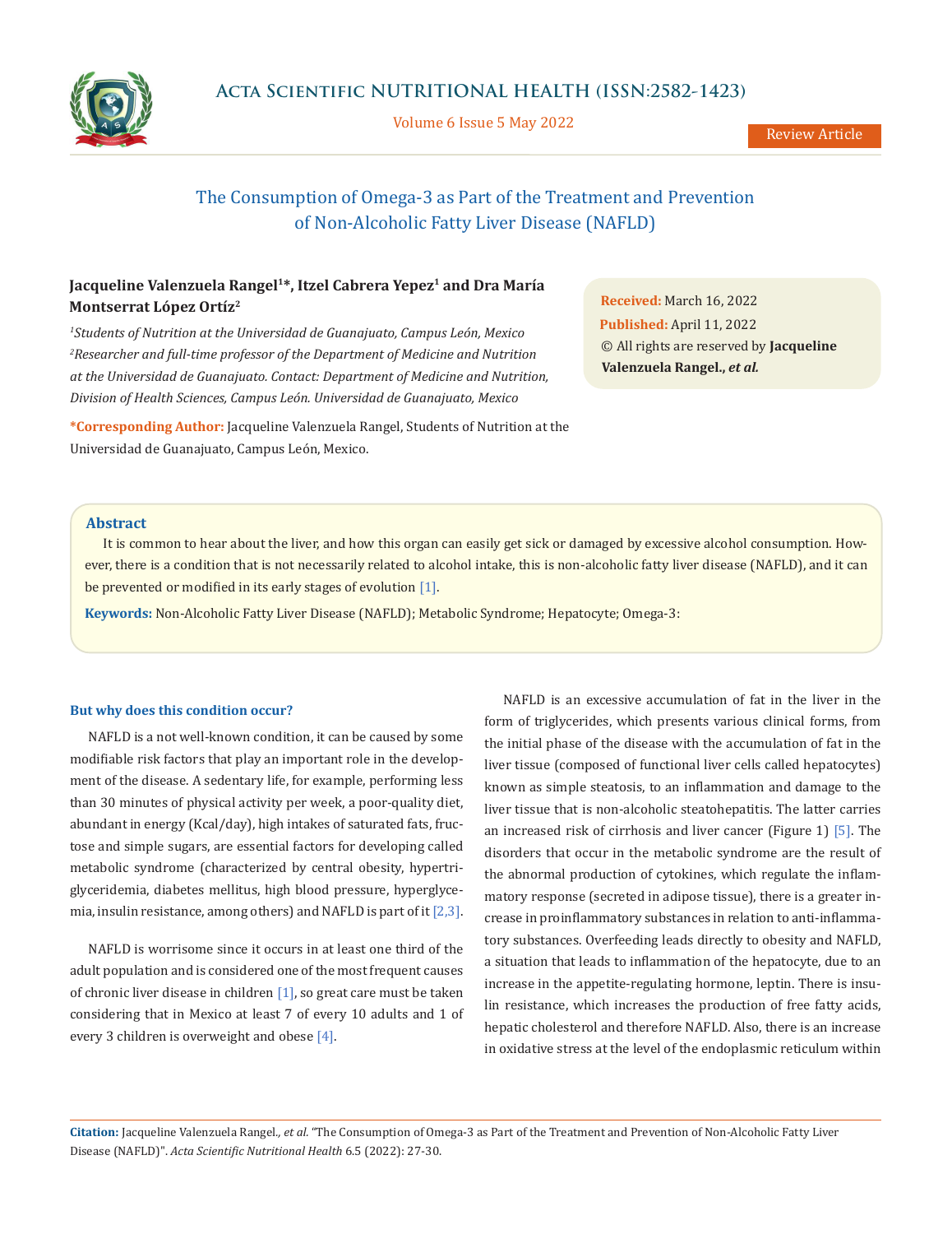Review Article

# The Consumption of Omega-3 as Part of the Treatment and Prevention of Non-Alcoholic Fatty Liver Disease (NAFLD)

**Jacqueline Valenzuela Rangel[1]\*, Itzel Cabrera Yepez[1] and Dra María Montserrat López Ortíz[2]**

*[1]Students of Nutrition at the Universidad de Guanajuato, Campus León, Mexico*

*[2]Researcher and full-time professor of the Department of Medicine and Nutrition at the Universidad de Guanajuato. Contact: Department of Medicine and Nutrition, Division of Health Sciences, Campus León. Universidad de Guanajuato, Mexico*

**\*Corresponding Author:** Jacqueline Valenzuela Rangel, Students of Nutrition at the Universidad de Guanajuato, Campus León, Mexico.

**Received:** March 16, 2022
**Published:** April 11, 2022
© All rights are reserved by **Jacqueline Valenzuela Rangel., *et al.***

## Abstract

It is common to hear about the liver, and how this organ can easily get sick or damaged by excessive alcohol consumption. However, there is a condition that is not necessarily related to alcohol intake, this is non-alcoholic fatty liver disease (NAFLD), and it can be prevented or modified in its early stages of evolution [1].

**Keywords:** Non-Alcoholic Fatty Liver Disease (NAFLD); Metabolic Syndrome; Hepatocyte; Omega-3:

### But why does this condition occur?

NAFLD is a not well-known condition, it can be caused by some modifiable risk factors that play an important role in the development of the disease. A sedentary life, for example, performing less than 30 minutes of physical activity per week, a poor-quality diet, abundant in energy (Kcal/day), high intakes of saturated fats, fructose and simple sugars, are essential factors for developing called metabolic syndrome (characterized by central obesity, hypertriglyceridemia, diabetes mellitus, high blood pressure, hyperglycemia, insulin resistance, among others) and NAFLD is part of it [2,3].

NAFLD is worrisome since it occurs in at least one third of the adult population and is considered one of the most frequent causes of chronic liver disease in children [1], so great care must be taken considering that in Mexico at least 7 of every 10 adults and 1 of every 3 children is overweight and obese [4].

NAFLD is an excessive accumulation of fat in the liver in the form of triglycerides, which presents various clinical forms, from the initial phase of the disease with the accumulation of fat in the liver tissue (composed of functional liver cells called hepatocytes) known as simple steatosis, to an inflammation and damage to the liver tissue that is non-alcoholic steatohepatitis. The latter carries an increased risk of cirrhosis and liver cancer (Figure 1) [5]. The disorders that occur in the metabolic syndrome are the result of the abnormal production of cytokines, which regulate the inflammatory response (secreted in adipose tissue), there is a greater increase in proinflammatory substances in relation to anti-inflammatory substances. Overfeeding leads directly to obesity and NAFLD, a situation that leads to inflammation of the hepatocyte, due to an increase in the appetite-regulating hormone, leptin. There is insulin resistance, which increases the production of free fatty acids, hepatic cholesterol and therefore NAFLD. Also, there is an increase in oxidative stress at the level of the endoplasmic reticulum within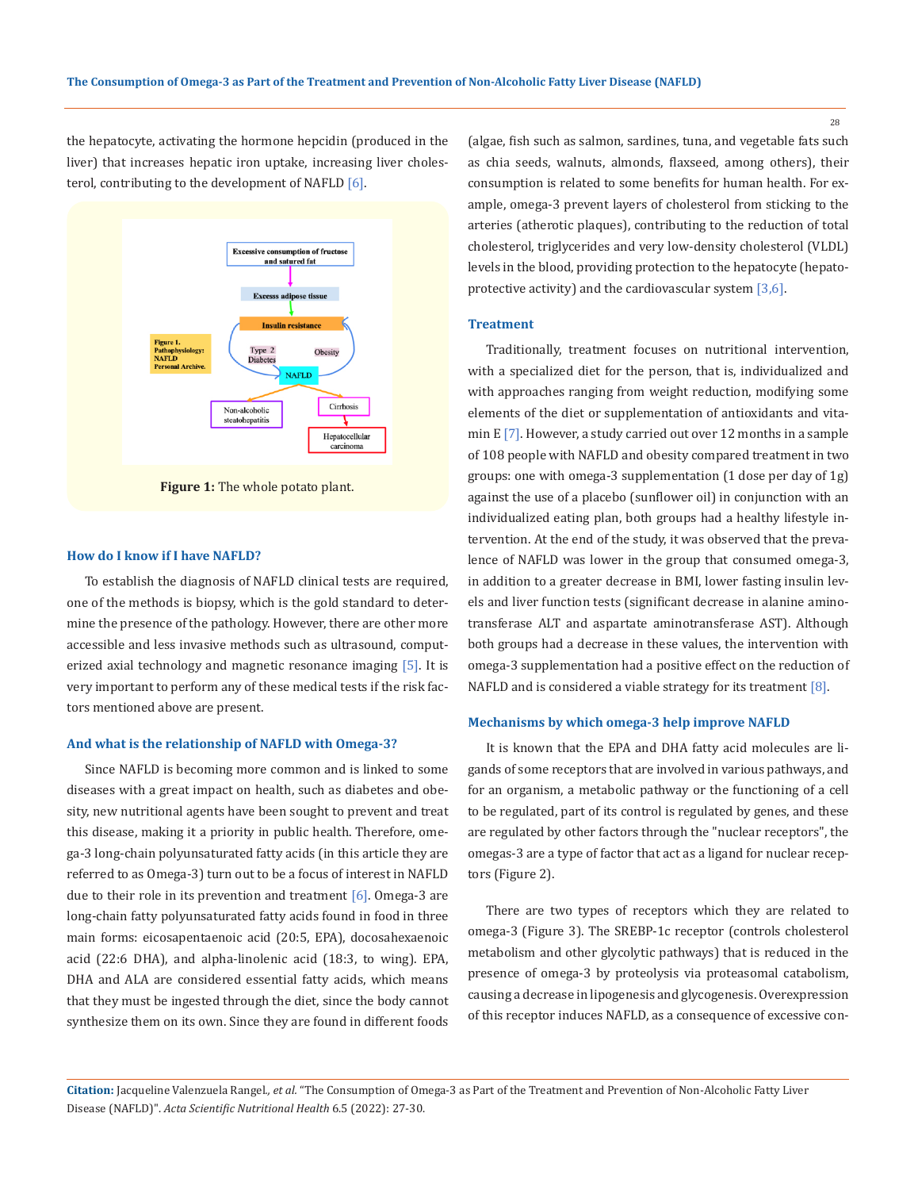the hepatocyte, activating the hormone hepcidin (produced in the liver) that increases hepatic iron uptake, increasing liver cholesterol, contributing to the development of NAFLD [6].

**Figure 1:** The whole potato plant.

### How do I know if I have NAFLD?

To establish the diagnosis of NAFLD clinical tests are required, one of the methods is biopsy, which is the gold standard to determine the presence of the pathology. However, there are other more accessible and less invasive methods such as ultrasound, computerized axial technology and magnetic resonance imaging [5]. It is very important to perform any of these medical tests if the risk factors mentioned above are present.

### And what is the relationship of NAFLD with Omega-3?

Since NAFLD is becoming more common and is linked to some diseases with a great impact on health, such as diabetes and obesity, new nutritional agents have been sought to prevent and treat this disease, making it a priority in public health. Therefore, omega-3 long-chain polyunsaturated fatty acids (in this article they are referred to as Omega-3) turn out to be a focus of interest in NAFLD due to their role in its prevention and treatment [6]. Omega-3 are long-chain fatty polyunsaturated fatty acids found in food in three main forms: eicosapentaenoic acid (20:5, EPA), docosahexaenoic acid (22:6 DHA), and alpha-linolenic acid (18:3, to wing). EPA, DHA and ALA are considered essential fatty acids, which means that they must be ingested through the diet, since the body cannot synthesize them on its own. Since they are found in different foods (algae, fish such as salmon, sardines, tuna, and vegetable fats such as chia seeds, walnuts, almonds, flaxseed, among others), their consumption is related to some benefits for human health. For example, omega-3 prevent layers of cholesterol from sticking to the arteries (atherotic plaques), contributing to the reduction of total cholesterol, triglycerides and very low-density cholesterol (VLDL) levels in the blood, providing protection to the hepatocyte (hepatoprotective activity) and the cardiovascular system [3,6].

### Treatment

Traditionally, treatment focuses on nutritional intervention, with a specialized diet for the person, that is, individualized and with approaches ranging from weight reduction, modifying some elements of the diet or supplementation of antioxidants and vitamin E [7]. However, a study carried out over 12 months in a sample of 108 people with NAFLD and obesity compared treatment in two groups: one with omega-3 supplementation (1 dose per day of 1g) against the use of a placebo (sunflower oil) in conjunction with an individualized eating plan, both groups had a healthy lifestyle intervention. At the end of the study, it was observed that the prevalence of NAFLD was lower in the group that consumed omega-3, in addition to a greater decrease in BMI, lower fasting insulin levels and liver function tests (significant decrease in alanine aminotransferase ALT and aspartate aminotransferase AST). Although both groups had a decrease in these values, the intervention with omega-3 supplementation had a positive effect on the reduction of NAFLD and is considered a viable strategy for its treatment [8].

### Mechanisms by which omega-3 help improve NAFLD

It is known that the EPA and DHA fatty acid molecules are ligands of some receptors that are involved in various pathways, and for an organism, a metabolic pathway or the functioning of a cell to be regulated, part of its control is regulated by genes, and these are regulated by other factors through the "nuclear receptors", the omegas-3 are a type of factor that act as a ligand for nuclear receptors (Figure 2).

There are two types of receptors which they are related to omega-3 (Figure 3). The SREBP-1c receptor (controls cholesterol metabolism and other glycolytic pathways) that is reduced in the presence of omega-3 by proteolysis via proteasomal catabolism, causing a decrease in lipogenesis and glycogenesis. Overexpression of this receptor induces NAFLD, as a consequence of excessive con-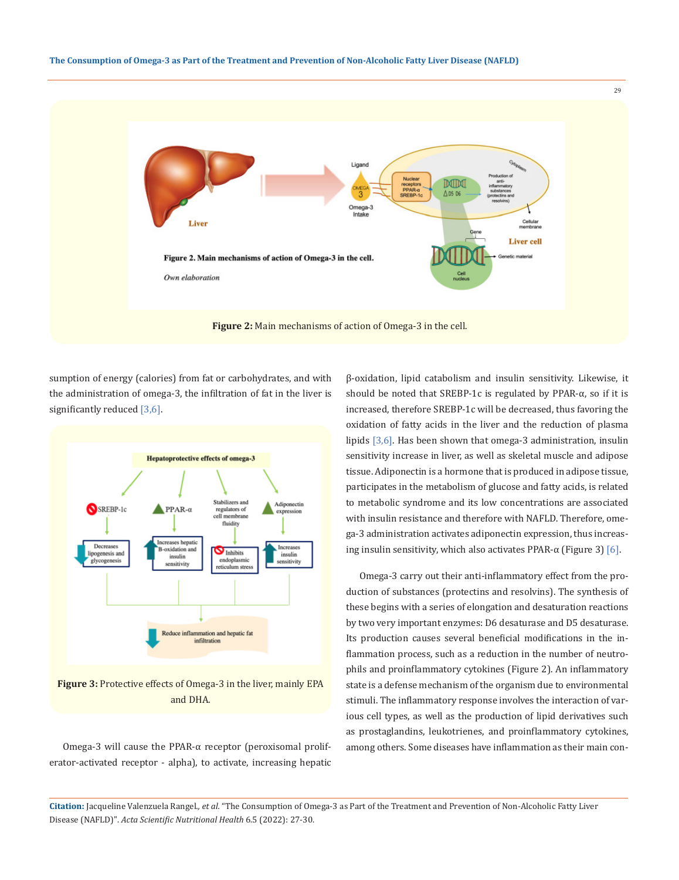Figure 2: Main mechanisms of action of Omega-3 in the cell.

sumption of energy (calories) from fat or carbohydrates, and with the administration of omega-3, the infiltration of fat in the liver is significantly reduced [3,6].

Figure 3: Protective effects of Omega-3 in the liver, mainly EPA and DHA.

Omega-3 will cause the PPAR-α receptor (peroxisomal proliferator-activated receptor - alpha), to activate, increasing hepatic β-oxidation, lipid catabolism and insulin sensitivity. Likewise, it should be noted that SREBP-1c is regulated by PPAR-α, so if it is increased, therefore SREBP-1c will be decreased, thus favoring the oxidation of fatty acids in the liver and the reduction of plasma lipids [3,6]. Has been shown that omega-3 administration, insulin sensitivity increase in liver, as well as skeletal muscle and adipose tissue. Adiponectin is a hormone that is produced in adipose tissue, participates in the metabolism of glucose and fatty acids, is related to metabolic syndrome and its low concentrations are associated with insulin resistance and therefore with NAFLD. Therefore, omega-3 administration activates adiponectin expression, thus increasing insulin sensitivity, which also activates PPAR-α (Figure 3) [6].

Omega-3 carry out their anti-inflammatory effect from the production of substances (protectins and resolvins). The synthesis of these begins with a series of elongation and desaturation reactions by two very important enzymes: D6 desaturase and D5 desaturase. Its production causes several beneficial modifications in the inflammation process, such as a reduction in the number of neutrophils and proinflammatory cytokines (Figure 2). An inflammatory state is a defense mechanism of the organism due to environmental stimuli. The inflammatory response involves the interaction of various cell types, as well as the production of lipid derivatives such as prostaglandins, leukotrienes, and proinflammatory cytokines, among others. Some diseases have inflammation as their main con-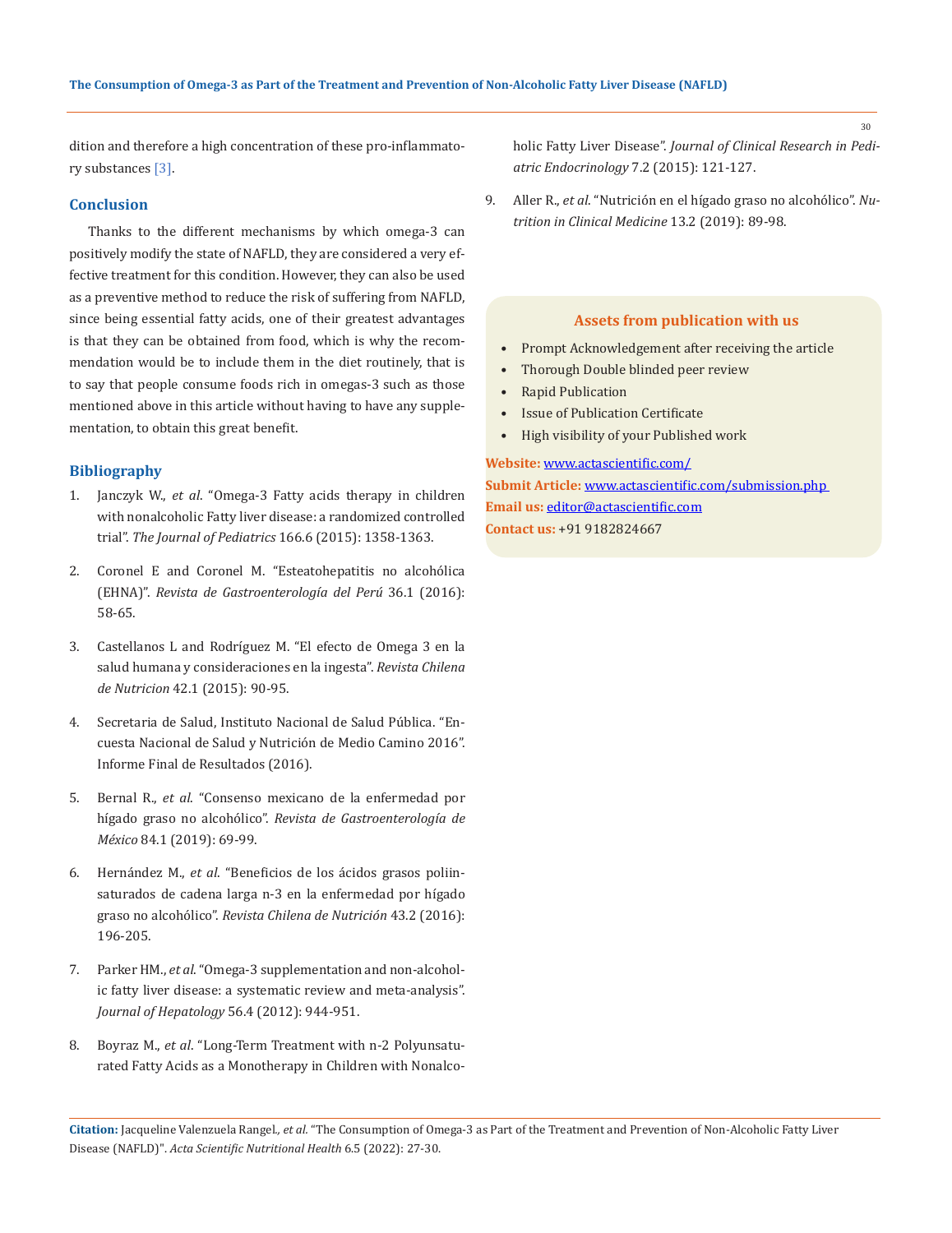dition and therefore a high concentration of these pro-inflammatory substances [3].

## Conclusion

Thanks to the different mechanisms by which omega-3 can positively modify the state of NAFLD, they are considered a very effective treatment for this condition. However, they can also be used as a preventive method to reduce the risk of suffering from NAFLD, since being essential fatty acids, one of their greatest advantages is that they can be obtained from food, which is why the recommendation would be to include them in the diet routinely, that is to say that people consume foods rich in omegas-3 such as those mentioned above in this article without having to have any supplementation, to obtain this great benefit.

## Bibliography

1. Janczyk W., *et al*. "Omega-3 Fatty acids therapy in children with nonalcoholic Fatty liver disease: a randomized controlled trial". *The Journal of Pediatrics* 166.6 (2015): 1358-1363.
2. Coronel E and Coronel M. "Esteatohepatitis no alcohólica (EHNA)". *Revista de Gastroenterología del Perú* 36.1 (2016): 58-65.
3. Castellanos L and Rodríguez M. "El efecto de Omega 3 en la salud humana y consideraciones en la ingesta". *Revista Chilena de Nutricion* 42.1 (2015): 90-95.
4. Secretaria de Salud, Instituto Nacional de Salud Pública. "Encuesta Nacional de Salud y Nutrición de Medio Camino 2016". Informe Final de Resultados (2016).
5. Bernal R., *et al*. "Consenso mexicano de la enfermedad por hígado graso no alcohólico". *Revista de Gastroenterología de México* 84.1 (2019): 69-99.
6. Hernández M., *et al*. "Beneficios de los ácidos grasos poliinsaturados de cadena larga n-3 en la enfermedad por hígado graso no alcohólico". *Revista Chilena de Nutrición* 43.2 (2016): 196-205.
7. Parker HM., *et al*. "Omega-3 supplementation and non-alcoholic fatty liver disease: a systematic review and meta-analysis". *Journal of Hepatology* 56.4 (2012): 944-951.
8. Boyraz M., *et al*. "Long-Term Treatment with n-2 Polyunsaturated Fatty Acids as a Monotherapy in Children with Nonalcoholic Fatty Liver Disease". *Journal of Clinical Research in Pediatric Endocrinology* 7.2 (2015): 121-127.
9. Aller R., *et al*. "Nutrición en el hígado graso no alcohólico". *Nutrition in Clinical Medicine* 13.2 (2019): 89-98.

**Assets from publication with us**

- Prompt Acknowledgement after receiving the article
- Thorough Double blinded peer review
- Rapid Publication
- Issue of Publication Certificate
- High visibility of your Published work

**Website:** www.actascientific.com/
**Submit Article:** www.actascientific.com/submission.php
**Email us:** editor@actascientific.com
**Contact us:** +91 9182824667